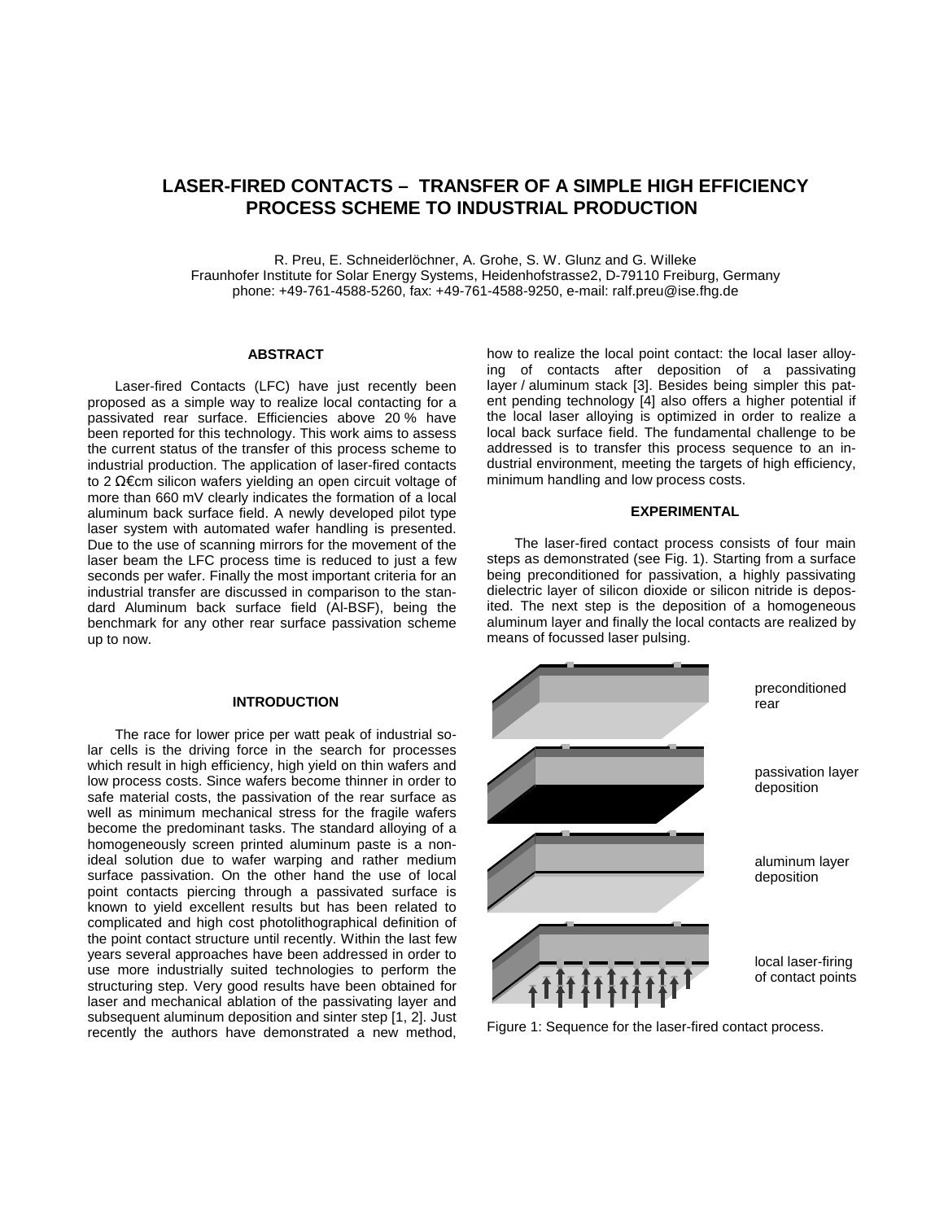# LASER-FIRED CONTACTS – TRANSFER OF A SIMPLE HIGH EFFICIENCY PROCESS SCHEME TO INDUSTRIAL PRODUCTION

R. Preu, E. Schneiderlöchner, A. Grohe, S. W. Glunz and G. Willeke
Fraunhofer Institute for Solar Energy Systems, Heidenhofstrasse2, D-79110 Freiburg, Germany
phone: +49-761-4588-5260, fax: +49-761-4588-9250, e-mail: ralf.preu@ise.fhg.de

## ABSTRACT

Laser-fired Contacts (LFC) have just recently been proposed as a simple way to realize local contacting for a passivated rear surface. Efficiencies above 20 % have been reported for this technology. This work aims to assess the current status of the transfer of this process scheme to industrial production. The application of laser-fired contacts to 2 Ω€cm silicon wafers yielding an open circuit voltage of more than 660 mV clearly indicates the formation of a local aluminum back surface field. A newly developed pilot type laser system with automated wafer handling is presented. Due to the use of scanning mirrors for the movement of the laser beam the LFC process time is reduced to just a few seconds per wafer. Finally the most important criteria for an industrial transfer are discussed in comparison to the standard Aluminum back surface field (Al-BSF), being the benchmark for any other rear surface passivation scheme up to now.

## INTRODUCTION

The race for lower price per watt peak of industrial solar cells is the driving force in the search for processes which result in high efficiency, high yield on thin wafers and low process costs. Since wafers become thinner in order to safe material costs, the passivation of the rear surface as well as minimum mechanical stress for the fragile wafers become the predominant tasks. The standard alloying of a homogeneously screen printed aluminum paste is a non-ideal solution due to wafer warping and rather medium surface passivation. On the other hand the use of local point contacts piercing through a passivated surface is known to yield excellent results but has been related to complicated and high cost photolithographical definition of the point contact structure until recently. Within the last few years several approaches have been addressed in order to use more industrially suited technologies to perform the structuring step. Very good results have been obtained for laser and mechanical ablation of the passivating layer and subsequent aluminum deposition and sinter step [1, 2]. Just recently the authors have demonstrated a new method, how to realize the local point contact: the local laser alloying of contacts after deposition of a passivating layer / aluminum stack [3]. Besides being simpler this patent pending technology [4] also offers a higher potential if the local laser alloying is optimized in order to realize a local back surface field. The fundamental challenge to be addressed is to transfer this process sequence to an industrial environment, meeting the targets of high efficiency, minimum handling and low process costs.

## EXPERIMENTAL

The laser-fired contact process consists of four main steps as demonstrated (see Fig. 1). Starting from a surface being preconditioned for passivation, a highly passivating dielectric layer of silicon dioxide or silicon nitride is deposited. The next step is the deposition of a homogeneous aluminum layer and finally the local contacts are realized by means of focussed laser pulsing.

preconditioned rear

passivation layer deposition

aluminum layer deposition

local laser-firing of contact points

Figure 1: Sequence for the laser-fired contact process.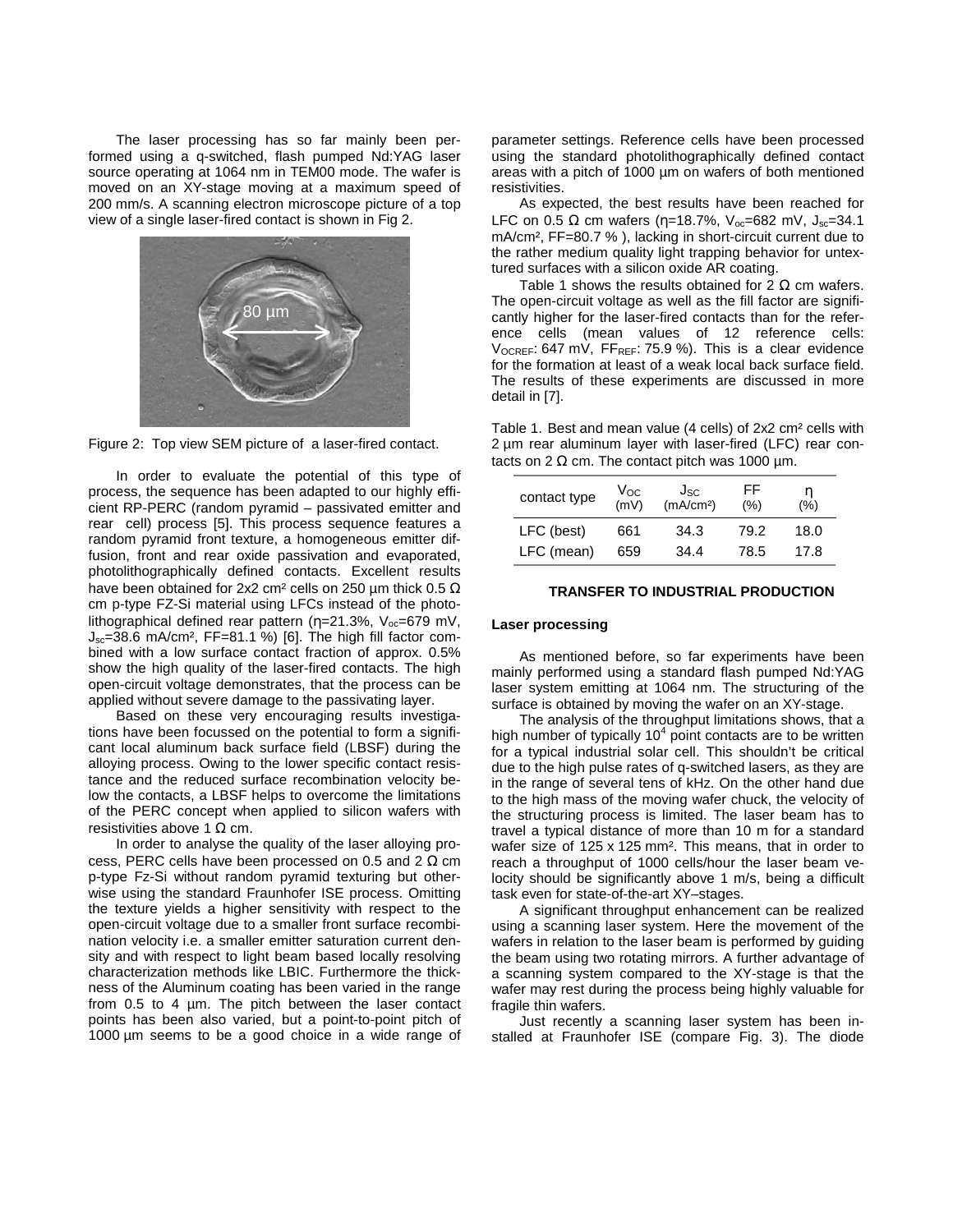The laser processing has so far mainly been performed using a q-switched, flash pumped Nd:YAG laser source operating at 1064 nm in TEM00 mode. The wafer is moved on an XY-stage moving at a maximum speed of 200 mm/s. A scanning electron microscope picture of a top view of a single laser-fired contact is shown in Fig 2.

Figure 2: Top view SEM picture of a laser-fired contact.

In order to evaluate the potential of this type of process, the sequence has been adapted to our highly efficient RP-PERC (random pyramid – passivated emitter and rear cell) process [5]. This process sequence features a random pyramid front texture, a homogeneous emitter diffusion, front and rear oxide passivation and evaporated, photolithographically defined contacts. Excellent results have been obtained for 2x2 cm² cells on 250 µm thick 0.5 Ω cm p-type FZ-Si material using LFCs instead of the photolithographical defined rear pattern (η=21.3%, $V_{oc}$=679 mV, $J_{sc}$=38.6 mA/cm², FF=81.1 %) [6]. The high fill factor combined with a low surface contact fraction of approx. 0.5% show the high quality of the laser-fired contacts. The high open-circuit voltage demonstrates, that the process can be applied without severe damage to the passivating layer.

Based on these very encouraging results investigations have been focussed on the potential to form a significant local aluminum back surface field (LBSF) during the alloying process. Owing to the lower specific contact resistance and the reduced surface recombination velocity below the contacts, a LBSF helps to overcome the limitations of the PERC concept when applied to silicon wafers with resistivities above 1 Ω cm.

In order to analyse the quality of the laser alloying process, PERC cells have been processed on 0.5 and 2 Ω cm p-type Fz-Si without random pyramid texturing but otherwise using the standard Fraunhofer ISE process. Omitting the texture yields a higher sensitivity with respect to the open-circuit voltage due to a smaller front surface recombination velocity i.e. a smaller emitter saturation current density and with respect to light beam based locally resolving characterization methods like LBIC. Furthermore the thickness of the Aluminum coating has been varied in the range from 0.5 to 4 µm. The pitch between the laser contact points has been also varied, but a point-to-point pitch of 1000 µm seems to be a good choice in a wide range of parameter settings. Reference cells have been processed using the standard photolithographically defined contact areas with a pitch of 1000 µm on wafers of both mentioned resistivities.

As expected, the best results have been reached for LFC on 0.5 Ω cm wafers (η=18.7%, $V_{oc}$=682 mV, $J_{sc}$=34.1 mA/cm², FF=80.7 % ), lacking in short-circuit current due to the rather medium quality light trapping behavior for untextured surfaces with a silicon oxide AR coating.

Table 1 shows the results obtained for 2 Ω cm wafers. The open-circuit voltage as well as the fill factor are significantly higher for the laser-fired contacts than for the reference cells (mean values of 12 reference cells: $V_{OCREF}$: 647 mV, $FF_{REF}$: 75.9 %). This is a clear evidence for the formation at least of a weak local back surface field. The results of these experiments are discussed in more detail in [7].

Table 1. Best and mean value (4 cells) of 2x2 cm² cells with 2 µm rear aluminum layer with laser-fired (LFC) rear contacts on 2 Ω cm. The contact pitch was 1000 µm.

| contact type | $V_{OC}$ (mV) | $J_{SC}$ (mA/cm²) | FF (%) | η (%) |
|---|---|---|---|---|
| LFC (best) | 661 | 34.3 | 79.2 | 18.0 |
| LFC (mean) | 659 | 34.4 | 78.5 | 17.8 |

## TRANSFER TO INDUSTRIAL PRODUCTION

### Laser processing

As mentioned before, so far experiments have been mainly performed using a standard flash pumped Nd:YAG laser system emitting at 1064 nm. The structuring of the surface is obtained by moving the wafer on an XY-stage.

The analysis of the throughput limitations shows, that a high number of typically $10^4$ point contacts are to be written for a typical industrial solar cell. This shouldn't be critical due to the high pulse rates of q-switched lasers, as they are in the range of several tens of kHz. On the other hand due to the high mass of the moving wafer chuck, the velocity of the structuring process is limited. The laser beam has to travel a typical distance of more than 10 m for a standard wafer size of 125 x 125 mm². This means, that in order to reach a throughput of 1000 cells/hour the laser beam velocity should be significantly above 1 m/s, being a difficult task even for state-of-the-art XY–stages.

A significant throughput enhancement can be realized using a scanning laser system. Here the movement of the wafers in relation to the laser beam is performed by guiding the beam using two rotating mirrors. A further advantage of a scanning system compared to the XY-stage is that the wafer may rest during the process being highly valuable for fragile thin wafers.

Just recently a scanning laser system has been installed at Fraunhofer ISE (compare Fig. 3). The diode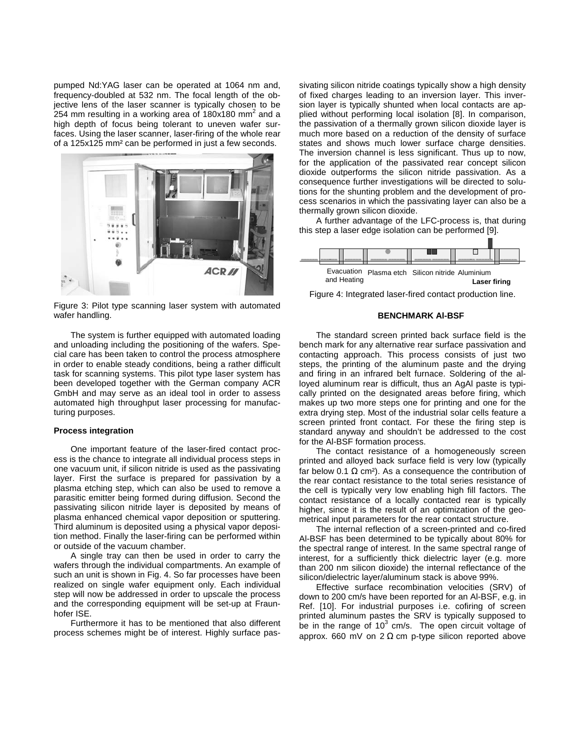pumped Nd:YAG laser can be operated at 1064 nm and, frequency-doubled at 532 nm. The focal length of the objective lens of the laser scanner is typically chosen to be 254 mm resulting in a working area of 180x180 $mm^2$ and a high depth of focus being tolerant to uneven wafer surfaces. Using the laser scanner, laser-firing of the whole rear of a 125x125 mm² can be performed in just a few seconds.

Figure 3: Pilot type scanning laser system with automated wafer handling.

The system is further equipped with automated loading and unloading including the positioning of the wafers. Special care has been taken to control the process atmosphere in order to enable steady conditions, being a rather difficult task for scanning systems. This pilot type laser system has been developed together with the German company ACR GmbH and may serve as an ideal tool in order to assess automated high throughput laser processing for manufacturing purposes.

### Process integration

One important feature of the laser-fired contact process is the chance to integrate all individual process steps in one vacuum unit, if silicon nitride is used as the passivating layer. First the surface is prepared for passivation by a plasma etching step, which can also be used to remove a parasitic emitter being formed during diffusion. Second the passivating silicon nitride layer is deposited by means of plasma enhanced chemical vapor deposition or sputtering. Third aluminum is deposited using a physical vapor deposition method. Finally the laser-firing can be performed within or outside of the vacuum chamber.

A single tray can then be used in order to carry the wafers through the individual compartments. An example of such an unit is shown in Fig. 4. So far processes have been realized on single wafer equipment only. Each individual step will now be addressed in order to upscale the process and the corresponding equipment will be set-up at Fraunhofer ISE.

Furthermore it has to be mentioned that also different process schemes might be of interest. Highly surface passivating silicon nitride coatings typically show a high density of fixed charges leading to an inversion layer. This inversion layer is typically shunted when local contacts are applied without performing local isolation [8]. In comparison, the passivation of a thermally grown silicon dioxide layer is much more based on a reduction of the density of surface states and shows much lower surface charge densities. The inversion channel is less significant. Thus up to now, for the application of the passivated rear concept silicon dioxide outperforms the silicon nitride passivation. As a consequence further investigations will be directed to solutions for the shunting problem and the development of process scenarios in which the passivating layer can also be a thermally grown silicon dioxide.

A further advantage of the LFC-process is, that during this step a laser edge isolation can be performed [9].

Evacuation and Heating    Plasma etch    Silicon nitride    Aluminium    **Laser firing**

Figure 4: Integrated laser-fired contact production line.

## BENCHMARK Al-BSF

The standard screen printed back surface field is the bench mark for any alternative rear surface passivation and contacting approach. This process consists of just two steps, the printing of the aluminum paste and the drying and firing in an infrared belt furnace. Soldering of the alloyed aluminum rear is difficult, thus an AgAl paste is typically printed on the designated areas before firing, which makes up two more steps one for printing and one for the extra drying step. Most of the industrial solar cells feature a screen printed front contact. For these the firing step is standard anyway and shouldn't be addressed to the cost for the Al-BSF formation process.

The contact resistance of a homogeneously screen printed and alloyed back surface field is very low (typically far below 0.1 Ω cm²). As a consequence the contribution of the rear contact resistance to the total series resistance of the cell is typically very low enabling high fill factors. The contact resistance of a locally contacted rear is typically higher, since it is the result of an optimization of the geometrical input parameters for the rear contact structure.

The internal reflection of a screen-printed and co-fired Al-BSF has been determined to be typically about 80% for the spectral range of interest. In the same spectral range of interest, for a sufficiently thick dielectric layer (e.g. more than 200 nm silicon dioxide) the internal reflectance of the silicon/dielectric layer/aluminum stack is above 99%.

Effective surface recombination velocities (SRV) of down to 200 cm/s have been reported for an Al-BSF, e.g. in Ref. [10]. For industrial purposes i.e. cofiring of screen printed aluminum pastes the SRV is typically supposed to be in the range of $10^3$ cm/s. The open circuit voltage of approx. 660 mV on 2 Ω cm p-type silicon reported above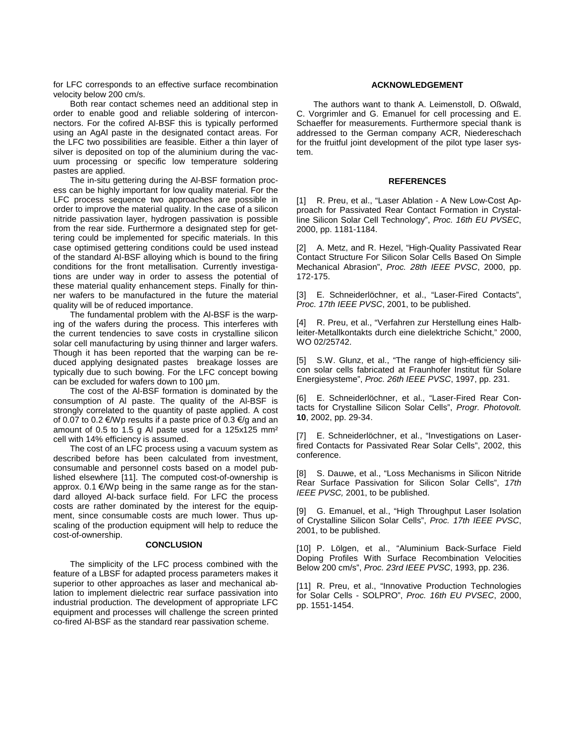for LFC corresponds to an effective surface recombination velocity below 200 cm/s.

Both rear contact schemes need an additional step in order to enable good and reliable soldering of interconnectors. For the cofired Al-BSF this is typically performed using an AgAl paste in the designated contact areas. For the LFC two possibilities are feasible. Either a thin layer of silver is deposited on top of the aluminium during the vacuum processing or specific low temperature soldering pastes are applied.

The in-situ gettering during the Al-BSF formation process can be highly important for low quality material. For the LFC process sequence two approaches are possible in order to improve the material quality. In the case of a silicon nitride passivation layer, hydrogen passivation is possible from the rear side. Furthermore a designated step for gettering could be implemented for specific materials. In this case optimised gettering conditions could be used instead of the standard Al-BSF alloying which is bound to the firing conditions for the front metallisation. Currently investigations are under way in order to assess the potential of these material quality enhancement steps. Finally for thinner wafers to be manufactured in the future the material quality will be of reduced importance.

The fundamental problem with the Al-BSF is the warping of the wafers during the process. This interferes with the current tendencies to save costs in crystalline silicon solar cell manufacturing by using thinner and larger wafers. Though it has been reported that the warping can be reduced applying designated pastes breakage losses are typically due to such bowing. For the LFC concept bowing can be excluded for wafers down to 100 µm.

The cost of the Al-BSF formation is dominated by the consumption of Al paste. The quality of the Al-BSF is strongly correlated to the quantity of paste applied. A cost of 0.07 to 0.2 €/Wp results if a paste price of 0.3 €/g and an amount of 0.5 to 1.5 g Al paste used for a 125x125 mm² cell with 14% efficiency is assumed.

The cost of an LFC process using a vacuum system as described before has been calculated from investment, consumable and personnel costs based on a model published elsewhere [11]. The computed cost-of-ownership is approx. 0.1 €/Wp being in the same range as for the standard alloyed Al-back surface field. For LFC the process costs are rather dominated by the interest for the equipment, since consumable costs are much lower. Thus upscaling of the production equipment will help to reduce the cost-of-ownership.

## CONCLUSION

The simplicity of the LFC process combined with the feature of a LBSF for adapted process parameters makes it superior to other approaches as laser and mechanical ablation to implement dielectric rear surface passivation into industrial production. The development of appropriate LFC equipment and processes will challenge the screen printed co-fired Al-BSF as the standard rear passivation scheme.

## ACKNOWLEDGEMENT

The authors want to thank A. Leimenstoll, D. Oßwald, C. Vorgrimler and G. Emanuel for cell processing and E. Schaeffer for measurements. Furthermore special thank is addressed to the German company ACR, Niedereschach for the fruitful joint development of the pilot type laser system.

## REFERENCES

[1] R. Preu, et al., "Laser Ablation - A New Low-Cost Approach for Passivated Rear Contact Formation in Crystalline Silicon Solar Cell Technology", *Proc. 16th EU PVSEC*, 2000, pp. 1181-1184.

[2] A. Metz, and R. Hezel, "High-Quality Passivated Rear Contact Structure For Silicon Solar Cells Based On Simple Mechanical Abrasion", *Proc. 28th IEEE PVSC*, 2000, pp. 172-175.

[3] E. Schneiderlöchner, et al., "Laser-Fired Contacts", *Proc. 17th IEEE PVSC*, 2001, to be published.

[4] R. Preu, et al., "Verfahren zur Herstellung eines Halbleiter-Metallkontakts durch eine dielektriche Schicht," 2000, WO 02/25742.

[5] S.W. Glunz, et al., "The range of high-efficiency silicon solar cells fabricated at Fraunhofer Institut für Solare Energiesysteme", *Proc. 26th IEEE PVSC*, 1997, pp. 231.

[6] E. Schneiderlöchner, et al., "Laser-Fired Rear Contacts for Crystalline Silicon Solar Cells", *Progr. Photovolt.* **10**, 2002, pp. 29-34.

[7] E. Schneiderlöchner, et al., "Investigations on Laser-fired Contacts for Passivated Rear Solar Cells", 2002, this conference.

[8] S. Dauwe, et al., "Loss Mechanisms in Silicon Nitride Rear Surface Passivation for Silicon Solar Cells", *17th IEEE PVSC,* 2001, to be published.

[9] G. Emanuel, et al., "High Throughput Laser Isolation of Crystalline Silicon Solar Cells", *Proc. 17th IEEE PVSC*, 2001, to be published.

[10] P. Lölgen, et al., "Aluminium Back-Surface Field Doping Profiles With Surface Recombination Velocities Below 200 cm/s", *Proc. 23rd IEEE PVSC*, 1993, pp. 236.

[11] R. Preu, et al., "Innovative Production Technologies for Solar Cells - SOLPRO", *Proc. 16th EU PVSEC*, 2000, pp. 1551-1454.